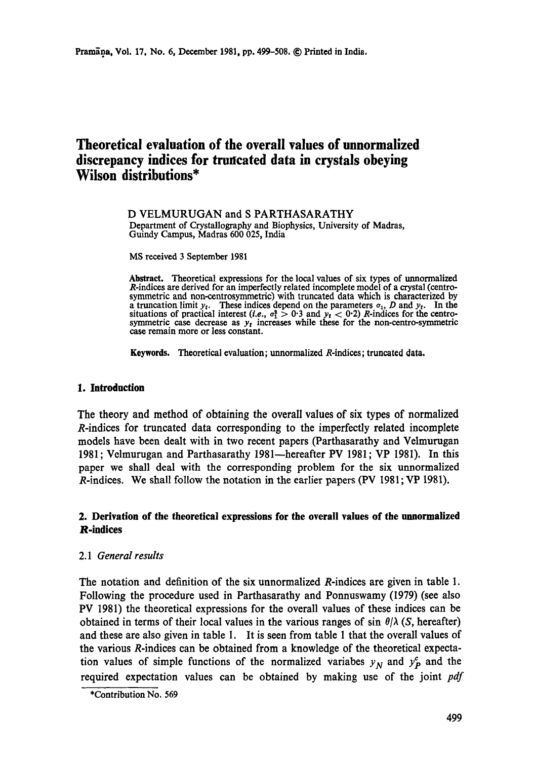# Theoretical evaluation of the overall values of unnormalized discrepancy indices for truncated data in crystals obeying Wilson distributions*

D VELMURUGAN and S PARTHASARATHY

Department of Crystallography and Biophysics, University of Madras, Guindy Campus, Madras 600 025, India

MS received 3 September 1981

**Abstract.** Theoretical expressions for the local values of six types of unnormalized $R$-indices are derived for an imperfectly related incomplete model of a crystal (centrosymmetric and non-centrosymmetric) with truncated data which is characterized by a truncation limit $y_t$. These indices depend on the parameters $\sigma_1$, $D$ and $y_t$. In the situations of practical interest (*i.e.*, $\sigma_1^2 > 0{\cdot}3$ and $y_t < 0{\cdot}2$) $R$-indices for the centrosymmetric case decrease as $y_t$ increases while these for the non-centro-symmetric case remain more or less constant.

**Keywords.** Theoretical evaluation; unnormalized $R$-indices; truncated data.

## 1. Introduction

The theory and method of obtaining the overall values of six types of normalized $R$-indices for truncated data corresponding to the imperfectly related incomplete models have been dealt with in two recent papers (Parthasarathy and Velmurugan 1981; Velmurugan and Parthasarathy 1981—hereafter PV 1981; VP 1981). In this paper we shall deal with the corresponding problem for the six unnormalized $R$-indices. We shall follow the notation in the earlier papers (PV 1981; VP 1981).

## 2. Derivation of the theoretical expressions for the overall values of the unnormalized R-indices

### 2.1 *General results*

The notation and definition of the six unnormalized $R$-indices are given in table 1. Following the procedure used in Parthasarathy and Ponnuswamy (1979) (see also PV 1981) the theoretical expressions for the overall values of these indices can be obtained in terms of their local values in the various ranges of $\sin\theta/\lambda$ ($S$, hereafter) and these are also given in table 1. It is seen from table 1 that the overall values of the various $R$-indices can be obtained from a knowledge of the theoretical expectation values of simple functions of the normalized variabes $y_N$ and $y_P^c$ and the required expectation values can be obtained by making use of the joint *pdf*

*Contribution No. 569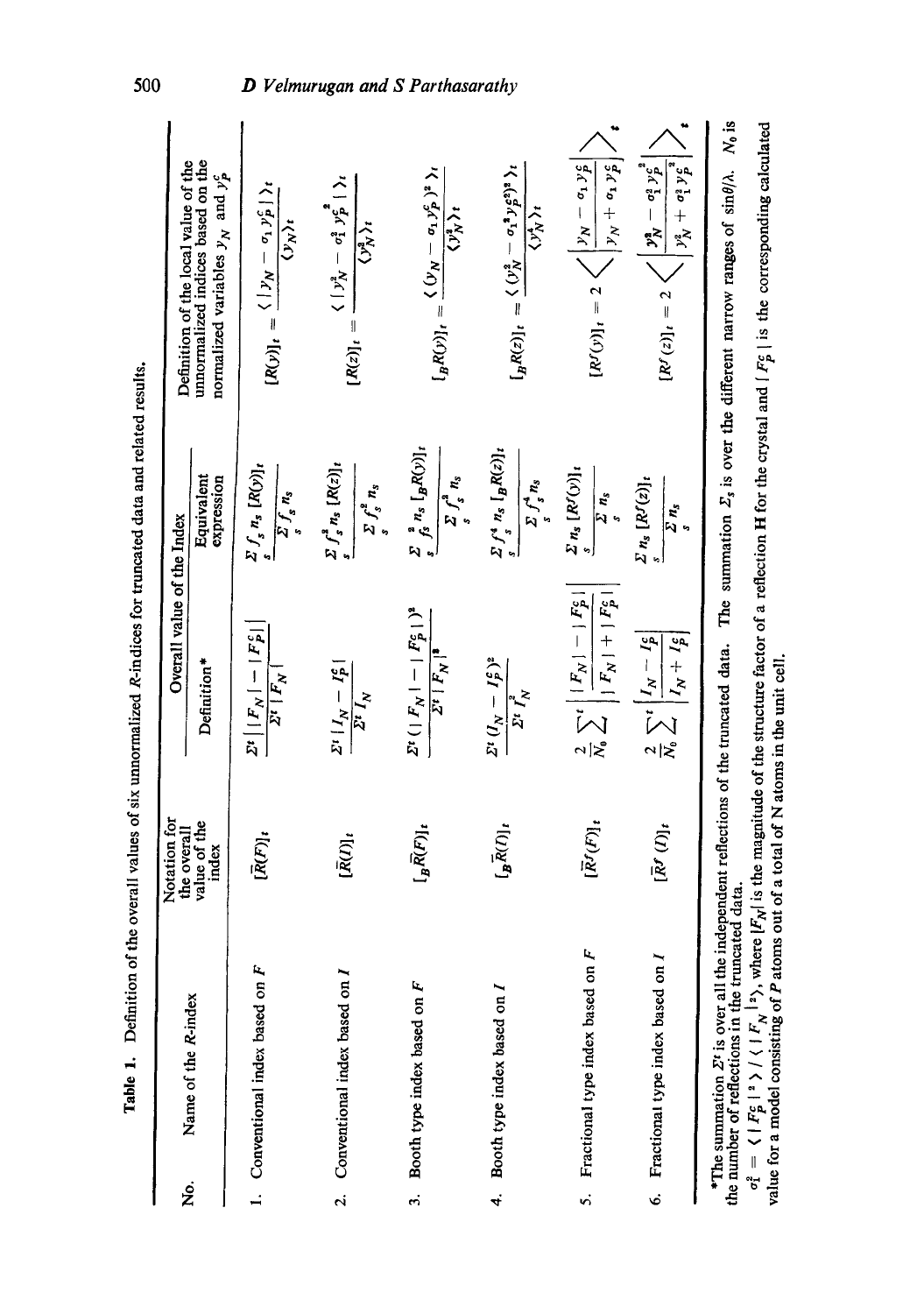Table 1. Definition of the overall values of six unnormalized R-indices for truncated data and related results.

| No. | Name of the R-index | Notation for the overall value of the index | Overall value of the Index: Definition* | Overall value of the Index: Equivalent expression | Definition of the local value of the unnormalized indices based on the normalized variables $y_N$ and $y_P^c$ |
|---|---|---|---|---|---|
| 1. | Conventional index based on $F$ | $[\bar{R}(F)]_t$ | $\dfrac{\Sigma^t \mid \lvert F_N \rvert - \lvert F_P^c \rvert \mid}{\Sigma^t \lvert F_N \rvert}$ | $\dfrac{\sum_s f_s n_s [R(y)]_t}{\sum_s f_s n_s}$ | $[R(y)]_t = \dfrac{\langle \lvert y_N - \sigma_1 y_P^c \rvert \rangle_t}{\langle y_N \rangle_t}$ |
| 2. | Conventional index based on $I$ | $[\bar{R}(I)]_t$ | $\dfrac{\Sigma^t \lvert I_N - I_P^c \rvert}{\Sigma^t I_N}$ | $\dfrac{\sum_s f_s^2 n_s [R(z)]_t}{\sum_s f_s^2 n_s}$ | $[R(z)]_t = \dfrac{\langle \lvert y_N^2 - \sigma_1^2 y_P^{c^2} \rvert \rangle_t}{\langle y_N^2 \rangle_t}$ |
| 3. | Booth type index based on $F$ | $[{}_B\bar{R}(F)]_t$ | $\dfrac{\Sigma^t (\lvert F_N \rvert - \lvert F_P^c \rvert)^2}{\Sigma^t \lvert F_N \rvert^2}$ | $\dfrac{\sum_s f_s^2 n_s [{}_BR(y)]_t}{\sum_s f_s^2 n_s}$ | $[{}_BR(y)]_t = \dfrac{\langle (y_N - \sigma_1 y_P^c)^2 \rangle_t}{\langle y_N^2 \rangle_t}$ |
| 4. | Booth type index based on $I$ | $[{}_B\bar{R}(I)]_t$ | $\dfrac{\Sigma^t (I_N - I_P^c)^2}{\Sigma^t I_N^2}$ | $\dfrac{\sum_s f_s^4 n_s [{}_BR(z)]_t}{\sum_s f_s^4 n_s}$ | $[{}_BR(z)]_t = \dfrac{\langle (y_N^2 - \sigma_1^2 y_P^{c2})^2 \rangle_t}{\langle y_N^4 \rangle_t}$ |
| 5. | Fractional type index based on $F$ | $[\bar{R}^f(F)]_t$ | $\dfrac{2}{N_0} \sum^t \left\lvert \dfrac{\lvert F_N \rvert - \lvert F_P^c \rvert}{\lvert F_N \rvert + \lvert F_P^c \rvert} \right\rvert$ | $\dfrac{\sum_s n_s [R^f(y)]_t}{\sum_s n_s}$ | $[R^f(y)]_t = 2 \left\langle \left\lvert \dfrac{y_N - \sigma_1 y_P^c}{y_N + \sigma_1 y_P^c} \right\rvert \right\rangle_t$ |
| 6. | Fractional type index based on $I$ | $[\bar{R}^f(I)]_t$ | $\dfrac{2}{N_0} \sum^t \left\lvert \dfrac{I_N - I_P^c}{I_N + I_P^c} \right\rvert$ | $\dfrac{\sum_s n_s [R^f(z)]_t}{\sum_s n_s}$ | $[R^f(z)]_t = 2 \left\langle \left\lvert \dfrac{y_N^2 - \sigma_1^2 y_P^{c^2}}{y_N^2 + \sigma_1^2 y_P^{c^2}} \right\rvert \right\rangle_t$ |

*The summation $\Sigma^t$ is over all the independent reflections of the truncated data. The summation $\Sigma_s$ is over the different narrow ranges of $\sin\theta/\lambda$. $N_0$ is the number of reflections in the truncated data.

$\sigma_1^2 = \langle \lvert F_P^c \rvert^2 \rangle / \langle \lvert F_N \rvert^2 \rangle$, where $\lvert F_N \rvert$ is the magnitude of the structure factor of a reflection **H** for the crystal and $\lvert F_P^c \rvert$ is the corresponding calculated value for a model consisting of $P$ atoms out of a total of N atoms in the unit cell.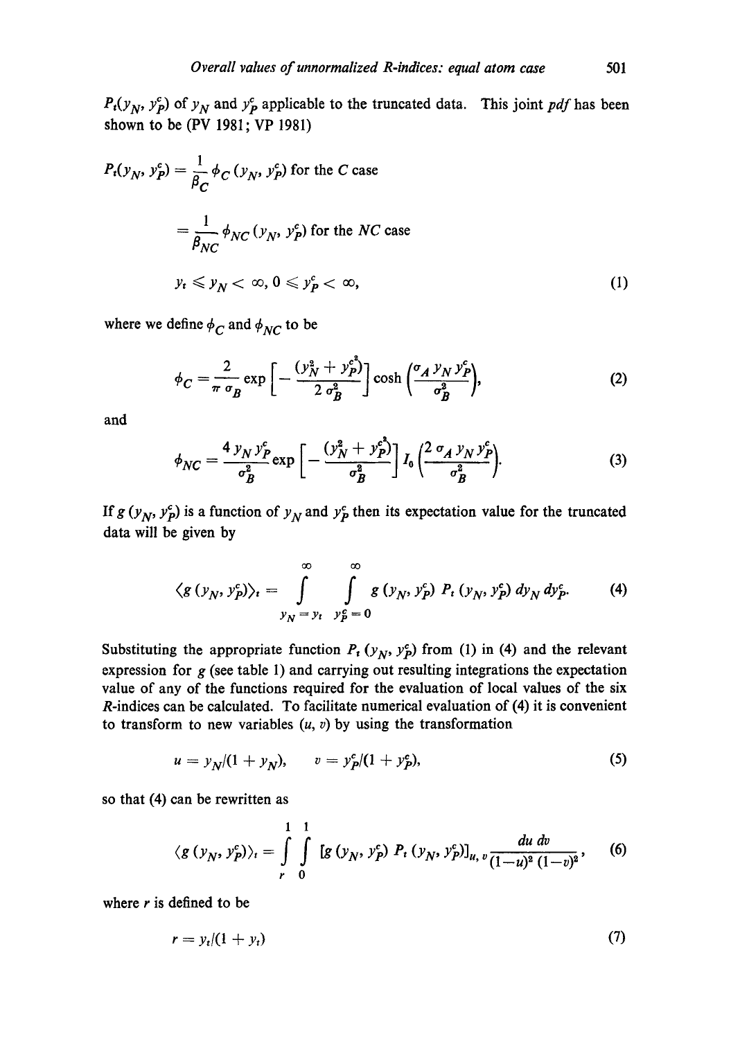$P_t(y_N, y_P^c)$ of $y_N$ and $y_P^c$ applicable to the truncated data. This joint *pdf* has been shown to be (PV 1981; VP 1981)

$$
\begin{aligned}
P_t(y_N, y_P^c) &= \frac{1}{\beta_C} \phi_C (y_N, y_P^c) \text{ for the } C \text{ case} \\
&= \frac{1}{\beta_{NC}} \phi_{NC} (y_N, y_P^c) \text{ for the } NC \text{ case} \\
& y_t \leqslant y_N < \infty, \; 0 \leqslant y_P^c < \infty,
\end{aligned}
\tag{1}
$$

where we define $\phi_C$ and $\phi_{NC}$ to be

$$
\phi_C = \frac{2}{\pi \sigma_B} \exp\left[ - \frac{(y_N^2 + y_P^{c2})}{2 \sigma_B^2} \right] \cosh\left( \frac{\sigma_A y_N y_P^c}{\sigma_B^2} \right),
\tag{2}
$$

and

$$
\phi_{NC} = \frac{4 y_N y_P^c}{\sigma_B^2} \exp\left[ - \frac{(y_N^2 + y_P^{c2})}{\sigma_B^2} \right] I_0 \left( \frac{2 \sigma_A y_N y_P^c}{\sigma_B^2} \right).
\tag{3}
$$

If $g(y_N, y_P^c)$ is a function of $y_N$ and $y_P^c$ then its expectation value for the truncated data will be given by

$$
\langle g(y_N, y_P^c) \rangle_t = \int_{y_N = y_t}^{\infty} \int_{y_P^c = 0}^{\infty} g(y_N, y_P^c) \, P_t(y_N, y_P^c) \, dy_N \, dy_P^c.
\tag{4}
$$

Substituting the appropriate function $P_t(y_N, y_P^c)$ from (1) in (4) and the relevant expression for $g$ (see table 1) and carrying out resulting integrations the expectation value of any of the functions required for the evaluation of local values of the six $R$-indices can be calculated. To facilitate numerical evaluation of (4) it is convenient to transform to new variables $(u, v)$ by using the transformation

$$
u = y_N/(1 + y_N), \qquad v = y_P^c/(1 + y_P^c),
\tag{5}
$$

so that (4) can be rewritten as

$$
\langle g(y_N, y_P^c) \rangle_t = \int_r^1 \int_0^1 [g(y_N, y_P^c) \, P_t(y_N, y_P^c)]_{u,v} \frac{du \, dv}{(1-u)^2 (1-v)^2},
\tag{6}
$$

where $r$ is defined to be

$$
r = y_t/(1 + y_t)
\tag{7}
$$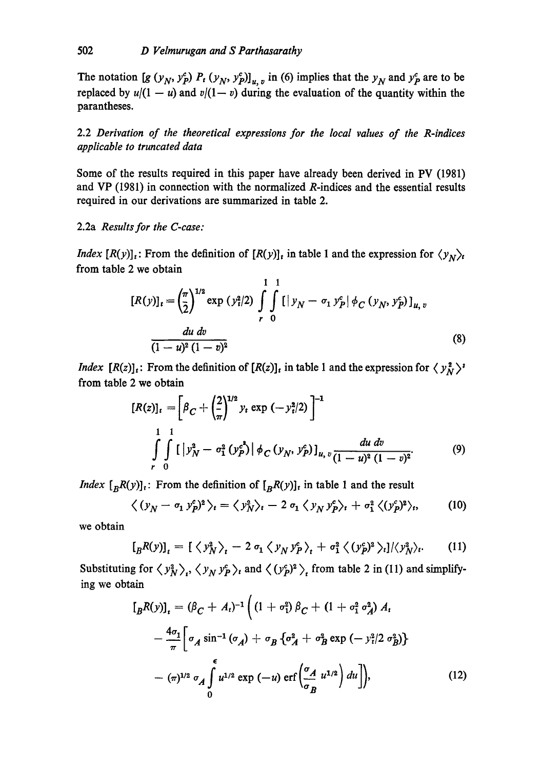The notation $[g\,(y_N, y_P^c)\,P_t\,(y_N, y_P^c)]_{u,v}$ in (6) implies that the $y_N$ and $y_P^c$ are to be replaced by $u/(1-u)$ and $v/(1-v)$ during the evaluation of the quantity within the parantheses.

### 2.2 *Derivation of the theoretical expressions for the local values of the R-indices applicable to truncated data*

Some of the results required in this paper have already been derived in PV (1981) and VP (1981) in connection with the normalized $R$-indices and the essential results required in our derivations are summarized in table 2.

#### 2.2a *Results for the C-case:*

*Index* $[R(y)]_t$: From the definition of $[R(y)]_t$ in table 1 and the expression for $\langle y_N \rangle_t$ from table 2 we obtain

$$[R(y)]_t = \left(\frac{\pi}{2}\right)^{1/2} \exp\,(y_t^2/2) \int_r^1 \int_0^1 [\,|\,y_N - \sigma_1\, y_P^c\,|\,\phi_C\,(y_N, y_P^c)\,]_{u,v} \frac{du\,dv}{(1-u)^2\,(1-v)^2} \tag{8}$$

*Index* $[R(z)]_t$: From the definition of $[R(z)]_t$ in table 1 and the expression for $\langle y_N^2 \rangle^t$ from table 2 we obtain

$$[R(z)]_t = \left[\beta_C + \left(\frac{2}{\pi}\right)^{1/2} y_t \exp\,(-y_t^2/2)\right]^{-1} \int_r^1 \int_0^1 [\,|\,y_N^2 - \sigma_1^2\,(y_P^c)\,|\,\phi_C\,(y_N, y_P^c)\,]_{u,v} \frac{du\,dv}{(1-u)^2\,(1-v)^2}. \tag{9}$$

*Index* $[{}_BR(y)]_t$: From the definition of $[{}_BR(y)]_t$ in table 1 and the result

$$\langle\,(y_N - \sigma_1\, y_P^c)^2\,\rangle_t = \langle y_N^2 \rangle_t - 2\,\sigma_1 \langle y_N\, y_P^c \rangle_t + \sigma_1^2 \langle (y_P^c)^2 \rangle_t, \tag{10}$$

we obtain

$$[{}_BR(y)]_t = [\,\langle y_N^2 \rangle_t - 2\,\sigma_1 \langle y_N\, y_P^c \rangle_t + \sigma_1^2 \langle (y_P^c)^2 \rangle_t]/\langle y_N^2 \rangle_t. \tag{11}$$

Substituting for $\langle y_N^2 \rangle_t$, $\langle y_N\, y_P^c \rangle_t$ and $\langle (y_P^c)^2 \rangle_t$ from table 2 in (11) and simplifying we obtain

$$[{}_BR(y)]_t = (\beta_C + A_t)^{-1} \Bigg(\,(1+\sigma_1^2)\,\beta_C + (1+\sigma_1^2\,\sigma_A^2)\,A_t - \frac{4\sigma_1}{\pi}\Bigg[\sigma_A \sin^{-1}(\sigma_A) + \sigma_B\,\{\sigma_A^2 + \sigma_B^2 \exp\,(-y_t^2/2\,\sigma_B^2)\} - (\pi)^{1/2}\,\sigma_A \int_0^{\epsilon} u^{1/2} \exp\,(-u)\,\mathrm{erf}\left(\frac{\sigma_A}{\sigma_B}\,u^{1/2}\right) du\Bigg]\Bigg), \tag{12}$$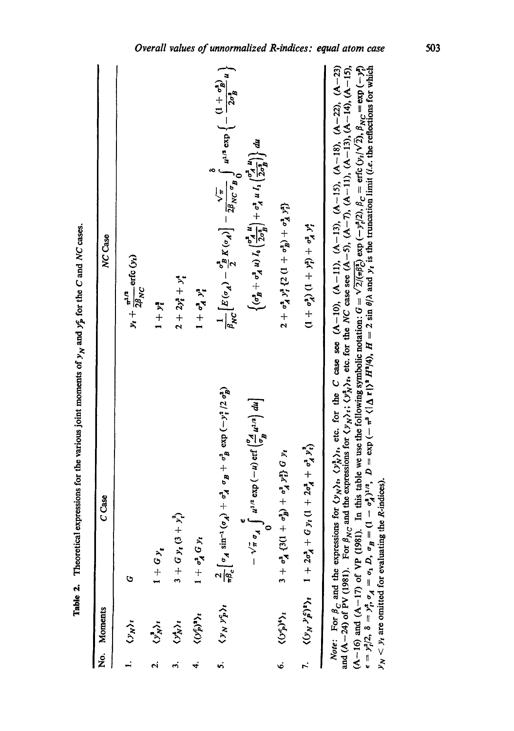Table 2. Theoretical expressions for the various joint moments of $y_N$ and $y_P^c$ for the $C$ and $NC$ cases.

| No. | Moments | $C$ Case | $NC$ Case |
|---|---|---|---|
| 1. | $\langle y_N \rangle_t$ | $G$ | $y_t + \dfrac{\pi^{1/2}}{2\beta_{NC}} \operatorname{erfc}(y_t)$ |
| 2. | $\langle y_N^2 \rangle_t$ | $1 + G\, y_t$ | $1 + y_t^2$ |
| 3. | $\langle y_N^4 \rangle_t$ | $3 + G\, y_t\,(3 + y_t^2)$ | $2 + 2y_t^2 + y_t^4$ |
| 4. | $\langle (y_P^c)^2 \rangle_t$ | $1 + \sigma_A^2\, G\, y_t$ | $1 + \sigma_A^2\, y_t^2$ |
| 5. | $\langle y_N\, y_P^c \rangle_t$ | $\dfrac{2}{\pi \beta_c}\Big[\sigma_A \sin^{-1}(\sigma_A) + \sigma_A^2\, \sigma_B + \sigma_B^3 \exp(-y_t^2/2\sigma_B^2) - \sqrt{\pi}\,\sigma_A \displaystyle\int_0^{\epsilon} u^{1/2} \exp(-u) \operatorname{erf}\Big(\frac{\sigma_A}{\sigma_B} u^{1/2}\Big)\, du\Big]$ | $\dfrac{1}{\beta_{NC}}\Big[E(\sigma_A) - \dfrac{\sigma_B^2}{2} K(\sigma_A)\Big] - \dfrac{\sqrt{\pi}}{2\beta_{NC}\,\sigma_B} \displaystyle\int_0^{\delta} u^{1/2} \exp\Big\{-\frac{(1+\sigma_B^2)}{2\sigma_B^2} u\Big\} \Big\{(\sigma_B^2 + \sigma_A^2 u)\, I_0\Big(\frac{\sigma_A^2 u}{2\sigma_B^2}\Big) + \sigma_A^2\, u\, I_1\Big(\frac{\sigma_A^2 u}{2\sigma_B^2}\Big)\Big\}\, du$ |
| 6. | $\langle (y_P^c)^4 \rangle_t$ | $3 + \sigma_A^2\,\{3(1 + \sigma_B^2) + \sigma_A^2\, y_t^2\}\, G\, y_t$ | $2 + \sigma_A^2\, y_t^2\,\{2(1 + \sigma_B^2) + \sigma_A^2\, y_t^2\}$ |
| 7. | $\langle (y_N\, y_P^c)^2 \rangle_t$ | $1 + 2\sigma_A^2 + G\, y_t\,(1 + 2\sigma_A^2 + \sigma_A^2\, y_t^2)$ | $(1 + \sigma_A^2)(1 + y_t^2) + \sigma_A^2\, y_t^4$ |

*Note*: For $\beta_C$ and the expressions for $\langle y_N \rangle_t$, $\langle y_N^2 \rangle_t$, $\langle y_N^4 \rangle_t$, etc. for the $C$ case see (A−10), (A−11), (A−13), (A−15), (A−18), (A−22), (A−23) and (A−24) of PV (1981). For $\beta_{NC}$ and the expressions for $\langle y_N \rangle_t$; $\langle y_N^2 \rangle_t$, etc. for the $NC$ case see (A−5), (A−7), (A−11), (A−13), (A−14), (A−15), (A−16) and (A−17) of VP (1981). In this table we use the following symbolic notation: $G = \sqrt{2/(\pi\beta_C^2)} \exp(-y_t^2/2)$, $\beta_C = \operatorname{erfc}(y_t/\sqrt{2})$, $\beta_{NC} = \exp(-y_t^2)$, $\epsilon = y_t^2/2$, $\delta = y_t^2$, $\sigma_A = \sigma_1 D$, $\sigma_B = (1 - \sigma_A^2)^{1/2}$, $D = \exp(-\pi^3 \langle |\Delta \mathbf{r}| \rangle^2 H^2/4)$, $H = 2 \sin\theta/\lambda$ and $y_t$ is the truncation limit (*i.e.* the reflections for which $y_N < y_t$ are omitted for evaluating the $R$-indices).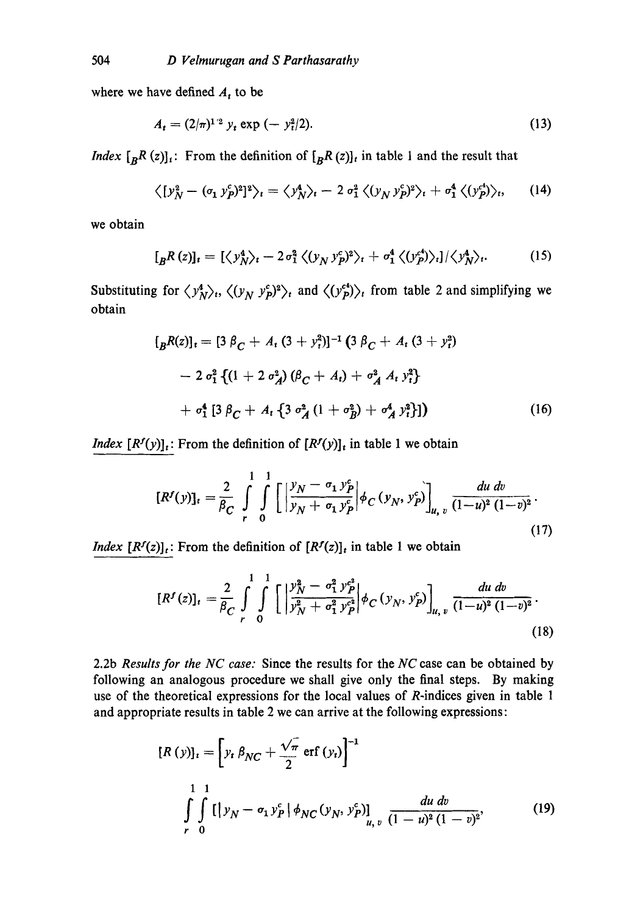where we have defined $A_t$ to be

$$A_t = (2/\pi)^{1/2}\, y_t \exp(-\, y_t^2/2). \tag{13}$$

*Index* $[_B R(z)]_t$: From the definition of $[_B R(z)]_t$ in table 1 and the result that

$$\langle [y_N^2 - (\sigma_1 y_P^c)^2]^2 \rangle_t = \langle y_N^4 \rangle_t - 2\, \sigma_1^2 \langle (y_N\, y_P^c)^2 \rangle_t + \sigma_1^4 \langle (y_P^{c4}) \rangle_t, \tag{14}$$

we obtain

$$[_B R(z)]_t = [\langle y_N^4 \rangle_t - 2\sigma_1^2 \langle (y_N\, y_P^c)^2 \rangle_t + \sigma_1^4 \langle (y_P^{c4}) \rangle_t] / \langle y_N^4 \rangle_t. \tag{15}$$

Substituting for $\langle y_N^4 \rangle_t$, $\langle (y_N\, y_P^c)^2 \rangle_t$ and $\langle (y_P^{c4}) \rangle_t$ from table 2 and simplifying we obtain

$$\begin{aligned}
[_B R(z)]_t = {} & [3\,\beta_C + A_t\,(3 + y_t^2)]^{-1}\, (3\,\beta_C + A_t\,(3 + y_t^2) \\
& - 2\,\sigma_1^2\, \{(1 + 2\,\sigma_A^2)\,(\beta_C + A_t) + \sigma_A^2\, A_t\, y_t^2\} \\
& + \sigma_1^4\, [3\,\beta_C + A_t\, \{3\,\sigma_A^2\,(1 + \sigma_B^2) + \sigma_A^4\, y_t^2\}])
\end{aligned} \tag{16}$$

*Index* $[R^f(y)]_t$: From the definition of $[R^f(y)]_t$ in table 1 we obtain

$$[R^f(y)]_t = \frac{2}{\beta_C} \int_r^1 \int_0^1 \left[ \left| \frac{y_N - \sigma_1 y_P^c}{y_N + \sigma_1 y_P^c} \right| \phi_C\,(y_N, y_P^c) \right]_{u,\,v} \frac{du\, dv}{(1-u)^2\,(1-v)^2}. \tag{17}$$

*Index* $[R^f(z)]_t$: From the definition of $[R^f(z)]_t$ in table 1 we obtain

$$[R^f(z)]_t = \frac{2}{\beta_C} \int_r^1 \int_0^1 \left[ \left| \frac{y_N^2 - \sigma_1^2 y_P^{c2}}{y_N^2 + \sigma_1^2 y_P^{c2}} \right| \phi_C\,(y_N, y_P^c) \right]_{u,\,v} \frac{du\, dv}{(1-u)^2\,(1-v)^2}. \tag{18}$$

2.2b *Results for the NC case:* Since the results for the *NC* case can be obtained by following an analogous procedure we shall give only the final steps. By making use of the theoretical expressions for the local values of *R*-indices given in table 1 and appropriate results in table 2 we can arrive at the following expressions:

$$[R(y)]_t = \left[ y_t\, \beta_{NC} + \frac{\sqrt{\pi}}{2}\, \text{erf}\,(y_t) \right]^{-1} \int_r^1 \int_0^1 [\,|\, y_N - \sigma_1 y_P^c \,|\, \phi_{NC}(y_N, y_P^c)]_{u,\,v}\, \frac{du\, dv}{(1-u)^2\,(1-v)^2}, \tag{19}$$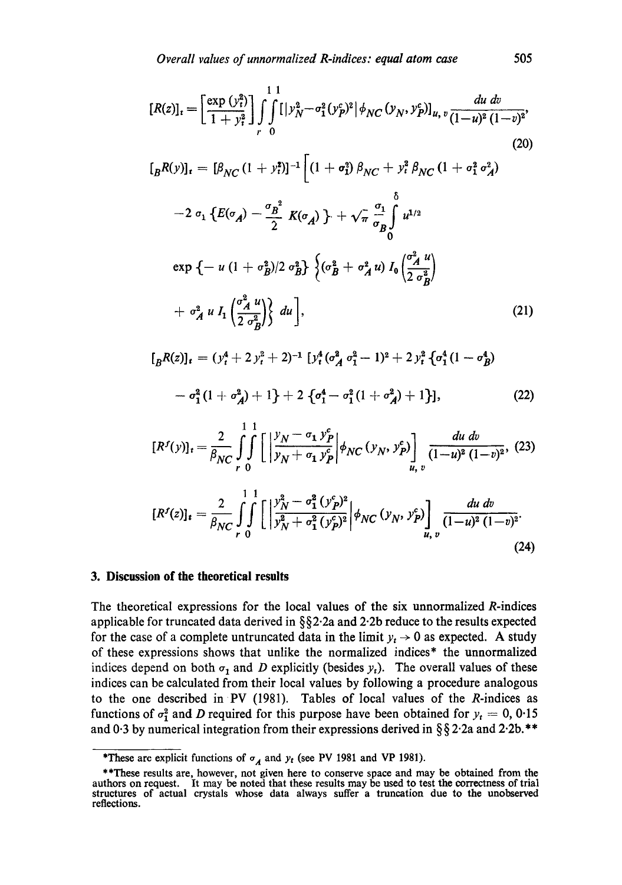$$[R(z)]_t = \left[\frac{\exp(y_t^2)}{1+y_t^2}\right] \int_r^1 \int_0^1 [|y_N^2 - \sigma_1^2 (y_P^c)^2| \phi_{NC}(y_N, y_P^c)]_{u,v} \frac{du\, dv}{(1-u)^2 (1-v)^2}, \tag{20}$$

$$[{}_BR(y)]_t = [\beta_{NC}(1+y_t^2)]^{-1} \Big[(1+\sigma_1^2)\beta_{NC} + y_t^2 \beta_{NC}(1+\sigma_1^2\sigma_A^2)$$

$$-2\sigma_1 \{E(\sigma_A) - \frac{\sigma_B^2}{2} K(\sigma_A)\} + \sqrt{\pi}\, \frac{\sigma_1}{\sigma_B} \int_0^\delta u^{1/2}$$

$$\exp\{-u(1+\sigma_B^2)/2\sigma_B^2\} \Big\{(\sigma_B^2 + \sigma_A^2 u)\, I_0\left(\frac{\sigma_A^2 u}{2\sigma_B^2}\right)$$

$$+ \sigma_A^2 u\, I_1\left(\frac{\sigma_A^2 u}{2\sigma_B^2}\right)\Big\}\, du\Big], \tag{21}$$

$$[{}_BR(z)]_t = (y_t^4 + 2y_t^2 + 2)^{-1} [y_t^4(\sigma_A^2\sigma_1^2 - 1)^2 + 2y_t^2\{\sigma_1^4(1-\sigma_B^4)$$

$$-\sigma_1^2(1+\sigma_A^2) + 1\} + 2\{\sigma_1^4 - \sigma_1^2(1+\sigma_A^2) + 1\}], \tag{22}$$

$$[R^f(y)]_t = \frac{2}{\beta_{NC}} \int_r^1 \int_0^1 \left[\left|\frac{y_N - \sigma_1 y_P^c}{y_N + \sigma_1 y_P^c}\right| \phi_{NC}(y_N, y_P^c)\right]_{u,v} \frac{du\, dv}{(1-u)^2(1-v)^2}, \tag{23}$$

$$[R^f(z)]_t = \frac{2}{\beta_{NC}} \int_r^1 \int_0^1 \left[\left|\frac{y_N^2 - \sigma_1^2 (y_P^c)^2}{y_N^2 + \sigma_1^2 (y_P^c)^2}\right| \phi_{NC}(y_N, y_P^c)\right]_{u,v} \frac{du\, dv}{(1-u)^2(1-v)^2}. \tag{24}$$

## 3. Discussion of the theoretical results

The theoretical expressions for the local values of the six unnormalized $R$-indices applicable for truncated data derived in §§2·2a and 2·2b reduce to the results expected for the case of a complete untruncated data in the limit $y_t \to 0$ as expected. A study of these expressions shows that unlike the normalized indices* the unnormalized indices depend on both $\sigma_1$ and $D$ explicitly (besides $y_t$). The overall values of these indices can be calculated from their local values by following a procedure analogous to the one described in PV (1981). Tables of local values of the $R$-indices as functions of $\sigma_1^2$ and $D$ required for this purpose have been obtained for $y_t = 0$, 0·15 and 0·3 by numerical integration from their expressions derived in §§2·2a and 2·2b.**

*These are explicit functions of $\sigma_A$ and $y_t$ (see PV 1981 and VP 1981).

**These results are, however, not given here to conserve space and may be obtained from the authors on request. It may be noted that these results may be used to test the correctness of trial structures of actual crystals whose data always suffer a truncation due to the unobserved reflections.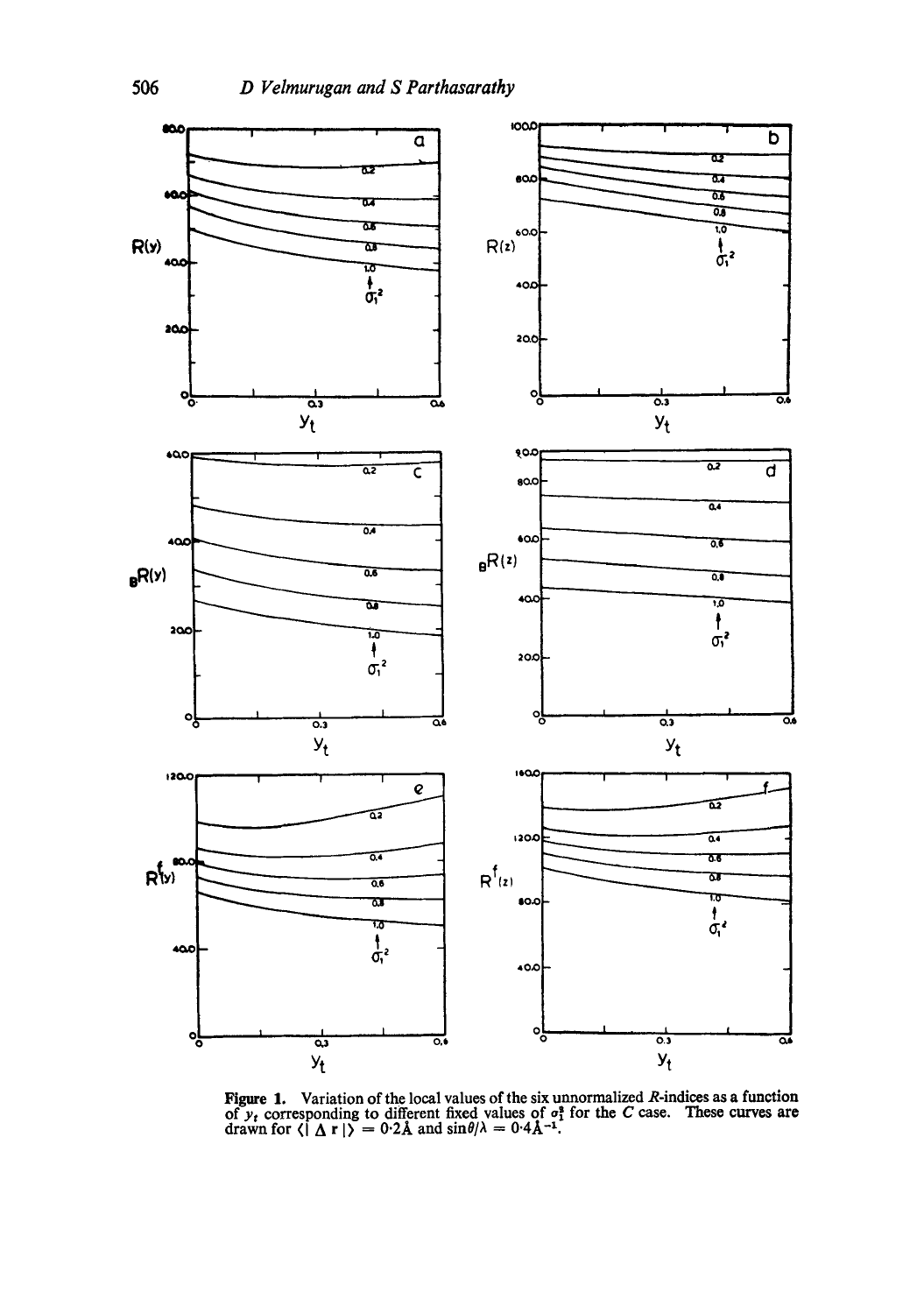a

80.0
60.0
40.0
20.0
0

$R(y)$

0.2
0.4
0.6
0.8
1.0
$\sigma_1^2$

0
0.3
0.6
$y_t$

b

100.0
80.0
60.0
40.0
20.0
0

$R(z)$

0.2
0.4
0.6
0.8
1.0
$\sigma_1^2$

0
0.3
0.6
$y_t$

c

60.0
40.0
20.0
0

${}_B R(y)$

0.2
0.4
0.6
0.8
1.0
$\sigma_1^2$

0
0.3
0.6
$y_t$

d

90.0
80.0
60.0
40.0
20.0
0

${}_B R(z)$

0.2
0.4
0.6
0.8
1.0
$\sigma_1^2$

0
0.3
0.6
$y_t$

e

120.0
80.0
40.0
0

$R^f(y)$

0.2
0.4
0.6
0.8
1.0
$\sigma_1^2$

0
0.3
0.6
$y_t$

f

160.0
120.0
80.0
40.0
0

$R^f(z)$

0.2
0.4
0.6
0.8
1.0
$\sigma_1^2$

0
0.3
0.6
$y_t$

**Figure 1.** Variation of the local values of the six unnormalized $R$-indices as a function of $y_t$ corresponding to different fixed values of $\sigma_1^2$ for the $C$ case. These curves are drawn for $\langle |\Delta \mathbf{r}| \rangle = 0{\cdot}2$Å and $\sin\theta/\lambda = 0{\cdot}4$Å$^{-1}$.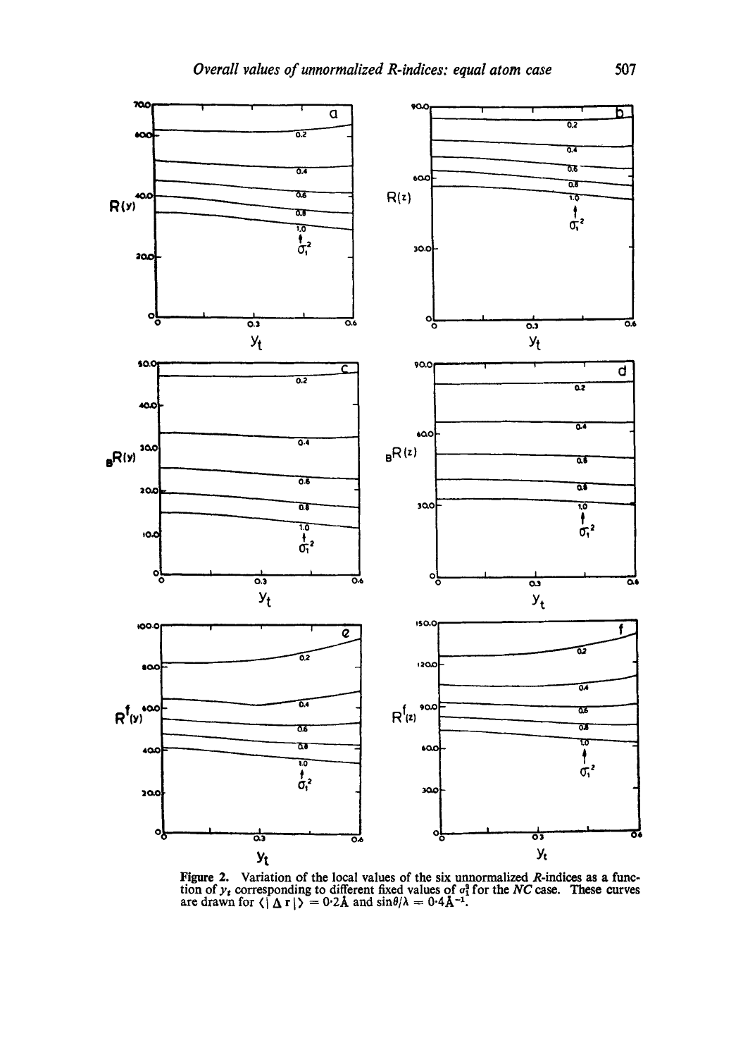a

70.0

60.0

40.0

20.0

0

$R(y)$

0.2

0.4

0.6

0.8

1.0

$\sigma_1^2$

0

0.3

0.6

$y_t$

b

90.0

60.0

30.0

0

$R(z)$

0.2

0.4

0.6

0.8

1.0

$\sigma_1^2$

0

0.3

0.6

$y_t$

c

50.0

40.0

30.0

20.0

10.0

0

${}_BR(y)$

0.2

0.4

0.6

0.8

1.0

$\sigma_1^2$

0

0.3

0.6

$y_t$

d

90.0

60.0

30.0

0

${}_BR(z)$

0.2

0.4

0.6

0.8

1.0

$\sigma_1^2$

0

0.3

0.6

$y_t$

e

100.0

80.0

60.0

40.0

20.0

0

$R^f(y)$

0.2

0.4

0.6

0.8

1.0

$\sigma_1^2$

0

0.3

0.6

$y_t$

f

150.0

120.0

90.0

60.0

30.0

0

$R^f(z)$

0.2

0.4

0.6

0.8

1.0

$\sigma_1^2$

0

0.3

0.6

$y_t$

**Figure 2.** Variation of the local values of the six unnormalized *R*-indices as a function of $y_t$ corresponding to different fixed values of $\sigma_1^2$ for the *NC* case. These curves are drawn for $\langle |\Delta \mathbf{r}| \rangle = 0{\cdot}2$Å and $\sin\theta/\lambda = 0{\cdot}4$Å$^{-1}$.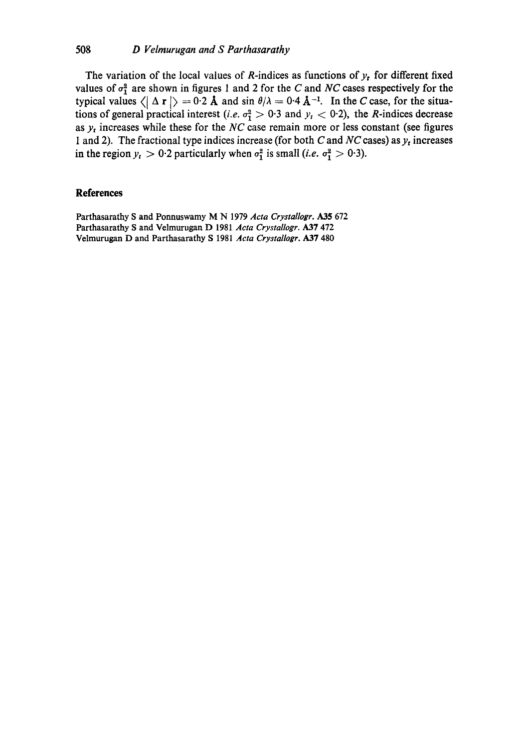The variation of the local values of $R$-indices as functions of $y_t$ for different fixed values of $\sigma_1^2$ are shown in figures 1 and 2 for the $C$ and $NC$ cases respectively for the typical values $\langle |\Delta \mathbf{r}| \rangle = 0{\cdot}2$ Å and $\sin\theta/\lambda = 0{\cdot}4$ Å$^{-1}$. In the $C$ case, for the situations of general practical interest (*i.e.* $\sigma_1^2 > 0{\cdot}3$ and $y_t < 0{\cdot}2$), the $R$-indices decrease as $y_t$ increases while these for the $NC$ case remain more or less constant (see figures 1 and 2). The fractional type indices increase (for both $C$ and $NC$ cases) as $y_t$ increases in the region $y_t > 0{\cdot}2$ particularly when $\sigma_1^2$ is small (*i.e.* $\sigma_1^2 > 0{\cdot}3$).

## References

Parthasarathy S and Ponnuswamy M N 1979 *Acta Crystallogr.* **A35** 672

Parthasarathy S and Velmurugan D 1981 *Acta Crystallogr.* **A37** 472

Velmurugan D and Parthasarathy S 1981 *Acta Crystallogr.* **A37** 480